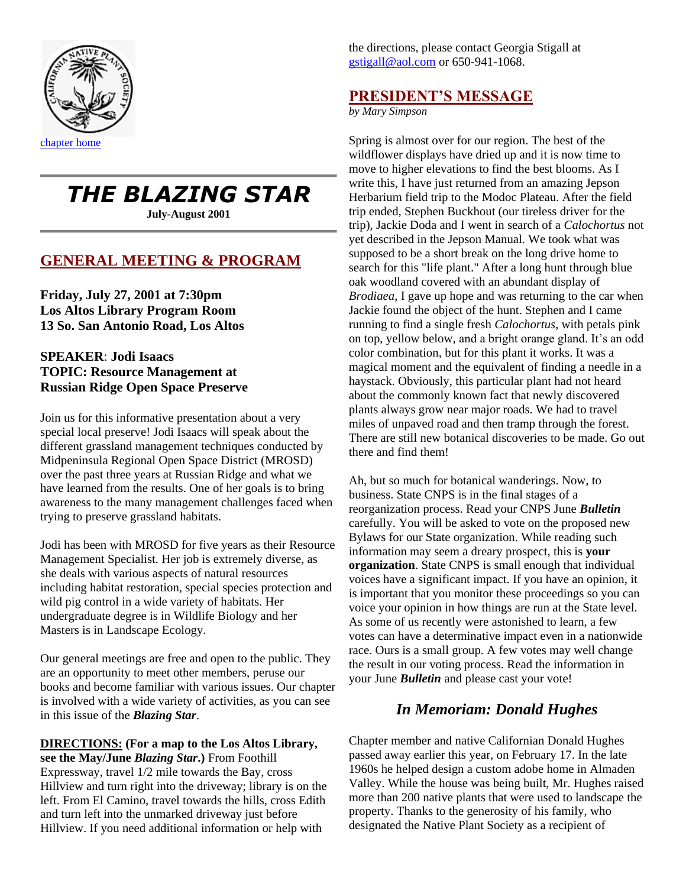chapter home

# THE BLAZING STAR

**July-August 2001**

## GENERAL MEETING & PROGRAM

**Friday, July 27, 2001 at 7:30pm**
**Los Altos Library Program Room**
**13 So. San Antonio Road, Los Altos**

**SPEAKER**: **Jodi Isaacs**
**TOPIC: Resource Management at Russian Ridge Open Space Preserve**

Join us for this informative presentation about a very special local preserve! Jodi Isaacs will speak about the different grassland management techniques conducted by Midpeninsula Regional Open Space District (MROSD) over the past three years at Russian Ridge and what we have learned from the results. One of her goals is to bring awareness to the many management challenges faced when trying to preserve grassland habitats.

Jodi has been with MROSD for five years as their Resource Management Specialist. Her job is extremely diverse, as she deals with various aspects of natural resources including habitat restoration, special species protection and wild pig control in a wide variety of habitats. Her undergraduate degree is in Wildlife Biology and her Masters is in Landscape Ecology.

Our general meetings are free and open to the public. They are an opportunity to meet other members, peruse our books and become familiar with various issues. Our chapter is involved with a wide variety of activities, as you can see in this issue of the ***Blazing Star***.

**DIRECTIONS: (For a map to the Los Altos Library, see the May/June *Blazing Star*.)** From Foothill Expressway, travel 1/2 mile towards the Bay, cross Hillview and turn right into the driveway; library is on the left. From El Camino, travel towards the hills, cross Edith and turn left into the unmarked driveway just before Hillview. If you need additional information or help with the directions, please contact Georgia Stigall at gstigall@aol.com or 650-941-1068.

## PRESIDENT'S MESSAGE

*by Mary Simpson*

Spring is almost over for our region. The best of the wildflower displays have dried up and it is now time to move to higher elevations to find the best blooms. As I write this, I have just returned from an amazing Jepson Herbarium field trip to the Modoc Plateau. After the field trip ended, Stephen Buckhout (our tireless driver for the trip), Jackie Doda and I went in search of a *Calochortus* not yet described in the Jepson Manual. We took what was supposed to be a short break on the long drive home to search for this "life plant." After a long hunt through blue oak woodland covered with an abundant display of *Brodiaea*, I gave up hope and was returning to the car when Jackie found the object of the hunt. Stephen and I came running to find a single fresh *Calochortus*, with petals pink on top, yellow below, and a bright orange gland. It's an odd color combination, but for this plant it works. It was a magical moment and the equivalent of finding a needle in a haystack. Obviously, this particular plant had not heard about the commonly known fact that newly discovered plants always grow near major roads. We had to travel miles of unpaved road and then tramp through the forest. There are still new botanical discoveries to be made. Go out there and find them!

Ah, but so much for botanical wanderings. Now, to business. State CNPS is in the final stages of a reorganization process. Read your CNPS June ***Bulletin*** carefully. You will be asked to vote on the proposed new Bylaws for our State organization. While reading such information may seem a dreary prospect, this is **your organization**. State CNPS is small enough that individual voices have a significant impact. If you have an opinion, it is important that you monitor these proceedings so you can voice your opinion in how things are run at the State level. As some of us recently were astonished to learn, a few votes can have a determinative impact even in a nationwide race. Ours is a small group. A few votes may well change the result in our voting process. Read the information in your June ***Bulletin*** and please cast your vote!

## *In Memoriam: Donald Hughes*

Chapter member and native Californian Donald Hughes passed away earlier this year, on February 17. In the late 1960s he helped design a custom adobe home in Almaden Valley. While the house was being built, Mr. Hughes raised more than 200 native plants that were used to landscape the property. Thanks to the generosity of his family, who designated the Native Plant Society as a recipient of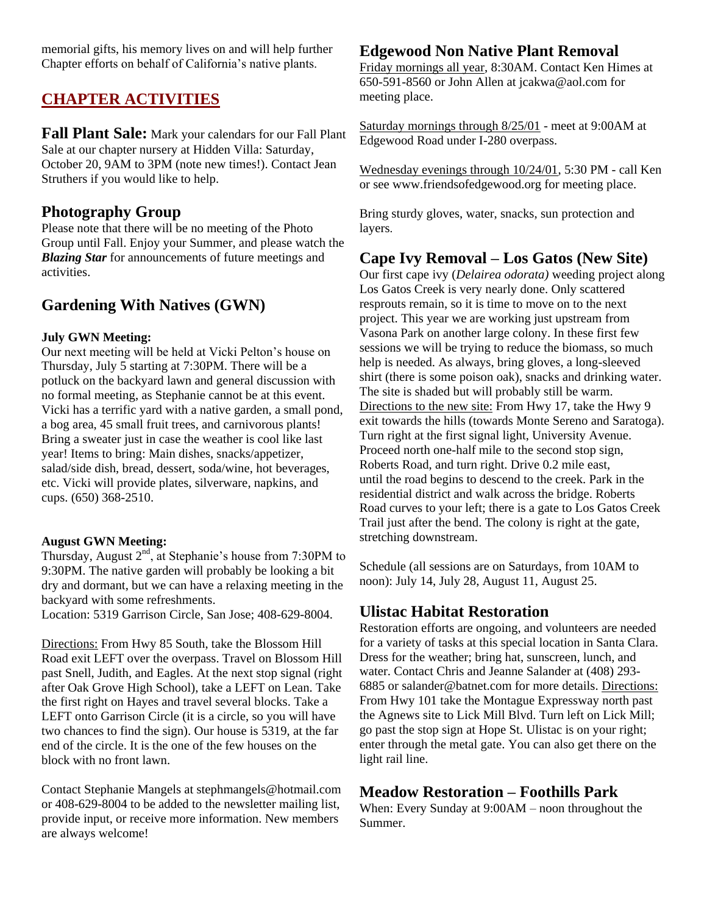memorial gifts, his memory lives on and will help further Chapter efforts on behalf of California's native plants.

## CHAPTER ACTIVITIES

**Fall Plant Sale:** Mark your calendars for our Fall Plant Sale at our chapter nursery at Hidden Villa: Saturday, October 20, 9AM to 3PM (note new times!). Contact Jean Struthers if you would like to help.

### Photography Group

Please note that there will be no meeting of the Photo Group until Fall. Enjoy your Summer, and please watch the ***Blazing Star*** for announcements of future meetings and activities.

### Gardening With Natives (GWN)

**July GWN Meeting:**

Our next meeting will be held at Vicki Pelton's house on Thursday, July 5 starting at 7:30PM. There will be a potluck on the backyard lawn and general discussion with no formal meeting, as Stephanie cannot be at this event. Vicki has a terrific yard with a native garden, a small pond, a bog area, 45 small fruit trees, and carnivorous plants! Bring a sweater just in case the weather is cool like last year! Items to bring: Main dishes, snacks/appetizer, salad/side dish, bread, dessert, soda/wine, hot beverages, etc. Vicki will provide plates, silverware, napkins, and cups. (650) 368-2510.

**August GWN Meeting:**

Thursday, August 2nd, at Stephanie's house from 7:30PM to 9:30PM. The native garden will probably be looking a bit dry and dormant, but we can have a relaxing meeting in the backyard with some refreshments.
Location: 5319 Garrison Circle, San Jose; 408-629-8004.

Directions: From Hwy 85 South, take the Blossom Hill Road exit LEFT over the overpass. Travel on Blossom Hill past Snell, Judith, and Eagles. At the next stop signal (right after Oak Grove High School), take a LEFT on Lean. Take the first right on Hayes and travel several blocks. Take a LEFT onto Garrison Circle (it is a circle, so you will have two chances to find the sign). Our house is 5319, at the far end of the circle. It is the one of the few houses on the block with no front lawn.

Contact Stephanie Mangels at stephmangels@hotmail.com or 408-629-8004 to be added to the newsletter mailing list, provide input, or receive more information. New members are always welcome!

### Edgewood Non Native Plant Removal

Friday mornings all year, 8:30AM. Contact Ken Himes at 650-591-8560 or John Allen at jcakwa@aol.com for meeting place.

Saturday mornings through 8/25/01 - meet at 9:00AM at Edgewood Road under I-280 overpass.

Wednesday evenings through 10/24/01, 5:30 PM - call Ken or see www.friendsofedgewood.org for meeting place.

Bring sturdy gloves, water, snacks, sun protection and layers.

### Cape Ivy Removal – Los Gatos (New Site)

Our first cape ivy (*Delairea odorata)* weeding project along Los Gatos Creek is very nearly done. Only scattered resprouts remain, so it is time to move on to the next project. This year we are working just upstream from Vasona Park on another large colony. In these first few sessions we will be trying to reduce the biomass, so much help is needed. As always, bring gloves, a long-sleeved shirt (there is some poison oak), snacks and drinking water. The site is shaded but will probably still be warm. Directions to the new site: From Hwy 17, take the Hwy 9 exit towards the hills (towards Monte Sereno and Saratoga). Turn right at the first signal light, University Avenue. Proceed north one-half mile to the second stop sign, Roberts Road, and turn right. Drive 0.2 mile east, until the road begins to descend to the creek. Park in the residential district and walk across the bridge. Roberts Road curves to your left; there is a gate to Los Gatos Creek Trail just after the bend. The colony is right at the gate, stretching downstream.

Schedule (all sessions are on Saturdays, from 10AM to noon): July 14, July 28, August 11, August 25.

### Ulistac Habitat Restoration

Restoration efforts are ongoing, and volunteers are needed for a variety of tasks at this special location in Santa Clara. Dress for the weather; bring hat, sunscreen, lunch, and water. Contact Chris and Jeanne Salander at (408) 293-6885 or salander@batnet.com for more details. Directions: From Hwy 101 take the Montague Expressway north past the Agnews site to Lick Mill Blvd. Turn left on Lick Mill; go past the stop sign at Hope St. Ulistac is on your right; enter through the metal gate. You can also get there on the light rail line.

### Meadow Restoration – Foothills Park

When: Every Sunday at 9:00AM – noon throughout the Summer.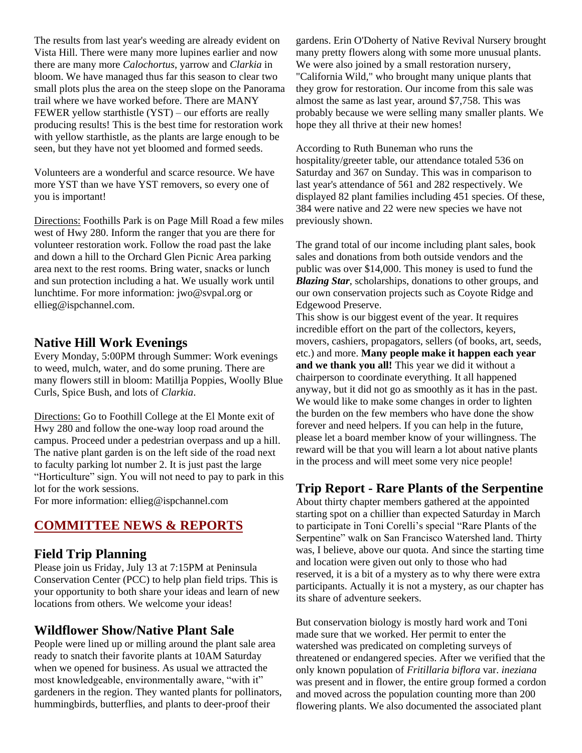The results from last year's weeding are already evident on Vista Hill. There were many more lupines earlier and now there are many more *Calochortus*, yarrow and *Clarkia* in bloom. We have managed thus far this season to clear two small plots plus the area on the steep slope on the Panorama trail where we have worked before. There are MANY FEWER yellow starthistle (YST) – our efforts are really producing results! This is the best time for restoration work with yellow starthistle, as the plants are large enough to be seen, but they have not yet bloomed and formed seeds.

Volunteers are a wonderful and scarce resource. We have more YST than we have YST removers, so every one of you is important!

Directions: Foothills Park is on Page Mill Road a few miles west of Hwy 280. Inform the ranger that you are there for volunteer restoration work. Follow the road past the lake and down a hill to the Orchard Glen Picnic Area parking area next to the rest rooms. Bring water, snacks or lunch and sun protection including a hat. We usually work until lunchtime. For more information: jwo@svpal.org or ellieg@ispchannel.com.

### Native Hill Work Evenings

Every Monday, 5:00PM through Summer: Work evenings to weed, mulch, water, and do some pruning. There are many flowers still in bloom: Matillja Poppies, Woolly Blue Curls, Spice Bush, and lots of *Clarkia*.

Directions: Go to Foothill College at the El Monte exit of Hwy 280 and follow the one-way loop road around the campus. Proceed under a pedestrian overpass and up a hill. The native plant garden is on the left side of the road next to faculty parking lot number 2. It is just past the large "Horticulture" sign. You will not need to pay to park in this lot for the work sessions.
For more information: ellieg@ispchannel.com

## COMMITTEE NEWS & REPORTS

### Field Trip Planning

Please join us Friday, July 13 at 7:15PM at Peninsula Conservation Center (PCC) to help plan field trips. This is your opportunity to both share your ideas and learn of new locations from others. We welcome your ideas!

### Wildflower Show/Native Plant Sale

People were lined up or milling around the plant sale area ready to snatch their favorite plants at 10AM Saturday when we opened for business. As usual we attracted the most knowledgeable, environmentally aware, "with it" gardeners in the region. They wanted plants for pollinators, hummingbirds, butterflies, and plants to deer-proof their gardens. Erin O'Doherty of Native Revival Nursery brought many pretty flowers along with some more unusual plants. We were also joined by a small restoration nursery, "California Wild," who brought many unique plants that they grow for restoration. Our income from this sale was almost the same as last year, around $7,758. This was probably because we were selling many smaller plants. We hope they all thrive at their new homes!

According to Ruth Buneman who runs the hospitality/greeter table, our attendance totaled 536 on Saturday and 367 on Sunday. This was in comparison to last year's attendance of 561 and 282 respectively. We displayed 82 plant families including 451 species. Of these, 384 were native and 22 were new species we have not previously shown.

The grand total of our income including plant sales, book sales and donations from both outside vendors and the public was over $14,000. This money is used to fund the ***Blazing Star***, scholarships, donations to other groups, and our own conservation projects such as Coyote Ridge and Edgewood Preserve.
This show is our biggest event of the year. It requires incredible effort on the part of the collectors, keyers, movers, cashiers, propagators, sellers (of books, art, seeds, etc.) and more. **Many people make it happen each year and we thank you all!** This year we did it without a chairperson to coordinate everything. It all happened anyway, but it did not go as smoothly as it has in the past. We would like to make some changes in order to lighten the burden on the few members who have done the show forever and need helpers. If you can help in the future, please let a board member know of your willingness. The reward will be that you will learn a lot about native plants in the process and will meet some very nice people!

### Trip Report - Rare Plants of the Serpentine

About thirty chapter members gathered at the appointed starting spot on a chillier than expected Saturday in March to participate in Toni Corelli's special "Rare Plants of the Serpentine" walk on San Francisco Watershed land. Thirty was, I believe, above our quota. And since the starting time and location were given out only to those who had reserved, it is a bit of a mystery as to why there were extra participants. Actually it is not a mystery, as our chapter has its share of adventure seekers.

But conservation biology is mostly hard work and Toni made sure that we worked. Her permit to enter the watershed was predicated on completing surveys of threatened or endangered species. After we verified that the only known population of *Fritillaria biflora* var. *ineziana* was present and in flower, the entire group formed a cordon and moved across the population counting more than 200 flowering plants. We also documented the associated plant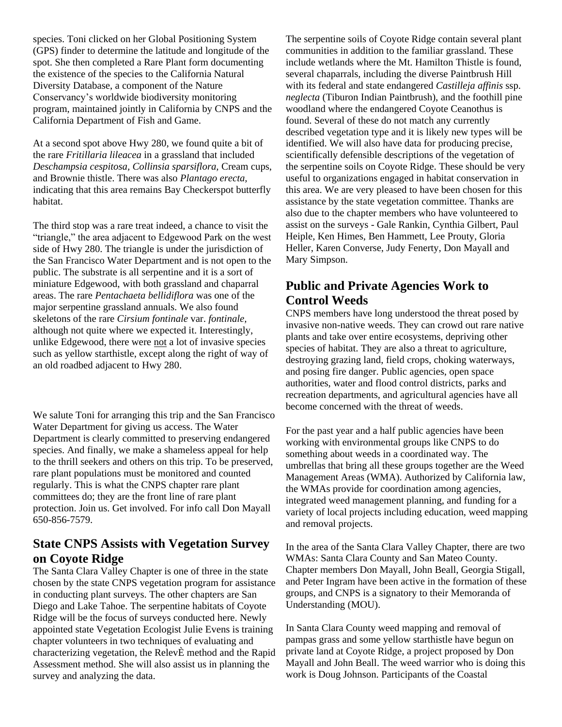species. Toni clicked on her Global Positioning System (GPS) finder to determine the latitude and longitude of the spot. She then completed a Rare Plant form documenting the existence of the species to the California Natural Diversity Database, a component of the Nature Conservancy's worldwide biodiversity monitoring program, maintained jointly in California by CNPS and the California Department of Fish and Game.

At a second spot above Hwy 280, we found quite a bit of the rare *Fritillaria lileacea* in a grassland that included *Deschampsia cespitosa, Collinsia sparsiflora,* Cream cups, and Brownie thistle. There was also *Plantago erecta,* indicating that this area remains Bay Checkerspot butterfly habitat.

The third stop was a rare treat indeed, a chance to visit the "triangle," the area adjacent to Edgewood Park on the west side of Hwy 280. The triangle is under the jurisdiction of the San Francisco Water Department and is not open to the public. The substrate is all serpentine and it is a sort of miniature Edgewood, with both grassland and chaparral areas. The rare *Pentachaeta bellidiflora* was one of the major serpentine grassland annuals. We also found skeletons of the rare *Cirsium fontinale* var. *fontinale,* although not quite where we expected it. Interestingly, unlike Edgewood, there were not a lot of invasive species such as yellow starthistle, except along the right of way of an old roadbed adjacent to Hwy 280.

We salute Toni for arranging this trip and the San Francisco Water Department for giving us access. The Water Department is clearly committed to preserving endangered species. And finally, we make a shameless appeal for help to the thrill seekers and others on this trip. To be preserved, rare plant populations must be monitored and counted regularly. This is what the CNPS chapter rare plant committees do; they are the front line of rare plant protection. Join us. Get involved. For info call Don Mayall 650-856-7579.

## State CNPS Assists with Vegetation Survey on Coyote Ridge

The Santa Clara Valley Chapter is one of three in the state chosen by the state CNPS vegetation program for assistance in conducting plant surveys. The other chapters are San Diego and Lake Tahoe. The serpentine habitats of Coyote Ridge will be the focus of surveys conducted here. Newly appointed state Vegetation Ecologist Julie Evens is training chapter volunteers in two techniques of evaluating and characterizing vegetation, the RelevÈ method and the Rapid Assessment method. She will also assist us in planning the survey and analyzing the data.

The serpentine soils of Coyote Ridge contain several plant communities in addition to the familiar grassland. These include wetlands where the Mt. Hamilton Thistle is found, several chaparrals, including the diverse Paintbrush Hill with its federal and state endangered *Castilleja affinis* ssp. *neglecta* (Tiburon Indian Paintbrush), and the foothill pine woodland where the endangered Coyote Ceanothus is found. Several of these do not match any currently described vegetation type and it is likely new types will be identified. We will also have data for producing precise, scientifically defensible descriptions of the vegetation of the serpentine soils on Coyote Ridge. These should be very useful to organizations engaged in habitat conservation in this area. We are very pleased to have been chosen for this assistance by the state vegetation committee. Thanks are also due to the chapter members who have volunteered to assist on the surveys - Gale Rankin, Cynthia Gilbert, Paul Heiple, Ken Himes, Ben Hammett, Lee Prouty, Gloria Heller, Karen Converse, Judy Fenerty, Don Mayall and Mary Simpson.

## Public and Private Agencies Work to Control Weeds

CNPS members have long understood the threat posed by invasive non-native weeds. They can crowd out rare native plants and take over entire ecosystems, depriving other species of habitat. They are also a threat to agriculture, destroying grazing land, field crops, choking waterways, and posing fire danger. Public agencies, open space authorities, water and flood control districts, parks and recreation departments, and agricultural agencies have all become concerned with the threat of weeds.

For the past year and a half public agencies have been working with environmental groups like CNPS to do something about weeds in a coordinated way. The umbrellas that bring all these groups together are the Weed Management Areas (WMA). Authorized by California law, the WMAs provide for coordination among agencies, integrated weed management planning, and funding for a variety of local projects including education, weed mapping and removal projects.

In the area of the Santa Clara Valley Chapter, there are two WMAs: Santa Clara County and San Mateo County. Chapter members Don Mayall, John Beall, Georgia Stigall, and Peter Ingram have been active in the formation of these groups, and CNPS is a signatory to their Memoranda of Understanding (MOU).

In Santa Clara County weed mapping and removal of pampas grass and some yellow starthistle have begun on private land at Coyote Ridge, a project proposed by Don Mayall and John Beall. The weed warrior who is doing this work is Doug Johnson. Participants of the Coastal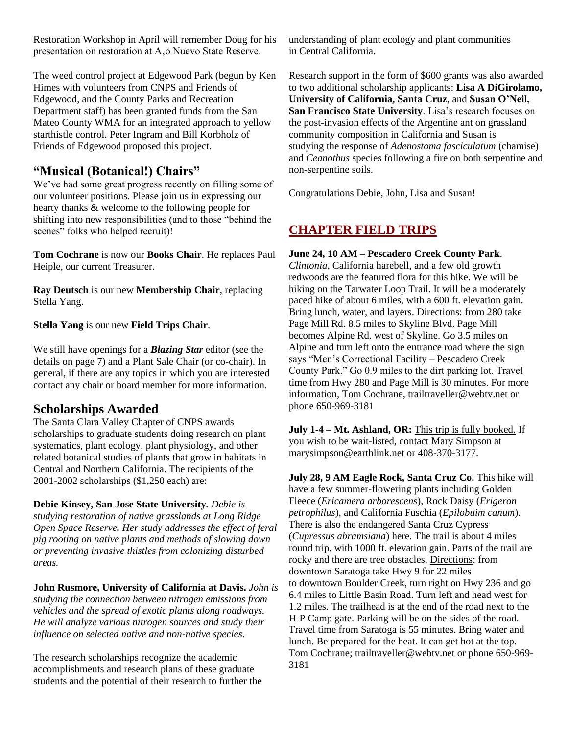Restoration Workshop in April will remember Doug for his presentation on restoration at A,o Nuevo State Reserve.

The weed control project at Edgewood Park (begun by Ken Himes with volunteers from CNPS and Friends of Edgewood, and the County Parks and Recreation Department staff) has been granted funds from the San Mateo County WMA for an integrated approach to yellow starthistle control. Peter Ingram and Bill Korbholz of Friends of Edgewood proposed this project.

## "Musical (Botanical!) Chairs"

We've had some great progress recently on filling some of our volunteer positions. Please join us in expressing our hearty thanks & welcome to the following people for shifting into new responsibilities (and to those "behind the scenes" folks who helped recruit)!

**Tom Cochrane** is now our **Books Chair**. He replaces Paul Heiple, our current Treasurer.

**Ray Deutsch** is our new **Membership Chair**, replacing Stella Yang.

**Stella Yang** is our new **Field Trips Chair**.

We still have openings for a ***Blazing Star*** editor (see the details on page 7) and a Plant Sale Chair (or co-chair). In general, if there are any topics in which you are interested contact any chair or board member for more information.

## Scholarships Awarded

The Santa Clara Valley Chapter of CNPS awards scholarships to graduate students doing research on plant systematics, plant ecology, plant physiology, and other related botanical studies of plants that grow in habitats in Central and Northern California. The recipients of the 2001-2002 scholarships ($1,250 each) are:

**Debie Kinsey, San Jose State University.** *Debie is studying restoration of native grasslands at Long Ridge Open Space Reserve. Her study addresses the effect of feral pig rooting on native plants and methods of slowing down or preventing invasive thistles from colonizing disturbed areas.*

**John Rusmore, University of California at Davis.** *John is studying the connection between nitrogen emissions from vehicles and the spread of exotic plants along roadways. He will analyze various nitrogen sources and study their influence on selected native and non-native species.*

The research scholarships recognize the academic accomplishments and research plans of these graduate students and the potential of their research to further the understanding of plant ecology and plant communities in Central California.

Research support in the form of $600 grants was also awarded to two additional scholarship applicants: **Lisa A DiGirolamo, University of California, Santa Cruz**, and **Susan O'Neil, San Francisco State University**. Lisa's research focuses on the post-invasion effects of the Argentine ant on grassland community composition in California and Susan is studying the response of *Adenostoma fasciculatum* (chamise) and *Ceanothus* species following a fire on both serpentine and non-serpentine soils.

Congratulations Debie, John, Lisa and Susan!

## CHAPTER FIELD TRIPS

**June 24, 10 AM – Pescadero Creek County Park**. *Clintonia*, California harebell, and a few old growth redwoods are the featured flora for this hike. We will be hiking on the Tarwater Loop Trail. It will be a moderately paced hike of about 6 miles, with a 600 ft. elevation gain. Bring lunch, water, and layers. Directions: from 280 take Page Mill Rd. 8.5 miles to Skyline Blvd. Page Mill becomes Alpine Rd. west of Skyline. Go 3.5 miles on Alpine and turn left onto the entrance road where the sign says "Men's Correctional Facility – Pescadero Creek County Park." Go 0.9 miles to the dirt parking lot. Travel time from Hwy 280 and Page Mill is 30 minutes. For more information, Tom Cochrane, trailtraveller@webtv.net or phone 650-969-3181

**July 1-4 – Mt. Ashland, OR:** This trip is fully booked. If you wish to be wait-listed, contact Mary Simpson at marysimpson@earthlink.net or 408-370-3177.

**July 28, 9 AM Eagle Rock, Santa Cruz Co.** This hike will have a few summer-flowering plants including Golden Fleece (*Ericamera arborescens*), Rock Daisy (*Erigeron petrophilus*), and California Fuschia (*Epilobuim canum*). There is also the endangered Santa Cruz Cypress (*Cupressus abramsiana*) here. The trail is about 4 miles round trip, with 1000 ft. elevation gain. Parts of the trail are rocky and there are tree obstacles. Directions: from downtown Saratoga take Hwy 9 for 22 miles to downtown Boulder Creek, turn right on Hwy 236 and go 6.4 miles to Little Basin Road. Turn left and head west for 1.2 miles. The trailhead is at the end of the road next to the H-P Camp gate. Parking will be on the sides of the road. Travel time from Saratoga is 55 minutes. Bring water and lunch. Be prepared for the heat. It can get hot at the top. Tom Cochrane; trailtraveller@webtv.net or phone 650-969-3181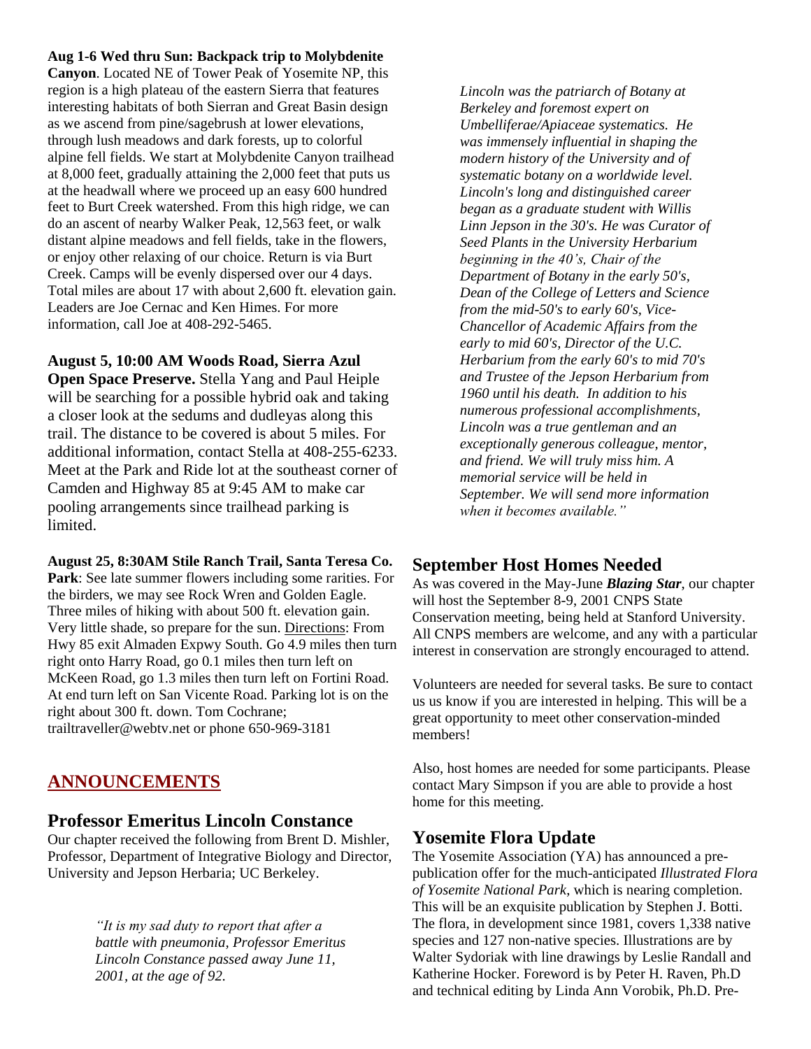**Aug 1-6 Wed thru Sun: Backpack trip to Molybdenite Canyon**. Located NE of Tower Peak of Yosemite NP, this region is a high plateau of the eastern Sierra that features interesting habitats of both Sierran and Great Basin design as we ascend from pine/sagebrush at lower elevations, through lush meadows and dark forests, up to colorful alpine fell fields. We start at Molybdenite Canyon trailhead at 8,000 feet, gradually attaining the 2,000 feet that puts us at the headwall where we proceed up an easy 600 hundred feet to Burt Creek watershed. From this high ridge, we can do an ascent of nearby Walker Peak, 12,563 feet, or walk distant alpine meadows and fell fields, take in the flowers, or enjoy other relaxing of our choice. Return is via Burt Creek. Camps will be evenly dispersed over our 4 days. Total miles are about 17 with about 2,600 ft. elevation gain. Leaders are Joe Cernac and Ken Himes. For more information, call Joe at 408-292-5465.

**August 5, 10:00 AM Woods Road, Sierra Azul Open Space Preserve.** Stella Yang and Paul Heiple will be searching for a possible hybrid oak and taking a closer look at the sedums and dudleyas along this trail. The distance to be covered is about 5 miles. For additional information, contact Stella at 408-255-6233. Meet at the Park and Ride lot at the southeast corner of Camden and Highway 85 at 9:45 AM to make car pooling arrangements since trailhead parking is limited.

**August 25, 8:30AM Stile Ranch Trail, Santa Teresa Co. Park**: See late summer flowers including some rarities. For the birders, we may see Rock Wren and Golden Eagle. Three miles of hiking with about 500 ft. elevation gain. Very little shade, so prepare for the sun. Directions: From Hwy 85 exit Almaden Expwy South. Go 4.9 miles then turn right onto Harry Road, go 0.1 miles then turn left on McKeen Road, go 1.3 miles then turn left on Fortini Road. At end turn left on San Vicente Road. Parking lot is on the right about 300 ft. down. Tom Cochrane; trailtraveller@webtv.net or phone 650-969-3181

## ANNOUNCEMENTS

### Professor Emeritus Lincoln Constance

Our chapter received the following from Brent D. Mishler, Professor, Department of Integrative Biology and Director, University and Jepson Herbaria; UC Berkeley.

> *"It is my sad duty to report that after a battle with pneumonia, Professor Emeritus Lincoln Constance passed away June 11, 2001, at the age of 92.*
>
> *Lincoln was the patriarch of Botany at Berkeley and foremost expert on Umbelliferae/Apiaceae systematics. He was immensely influential in shaping the modern history of the University and of systematic botany on a worldwide level. Lincoln's long and distinguished career began as a graduate student with Willis Linn Jepson in the 30's. He was Curator of Seed Plants in the University Herbarium beginning in the 40's, Chair of the Department of Botany in the early 50's, Dean of the College of Letters and Science from the mid-50's to early 60's, Vice-Chancellor of Academic Affairs from the early to mid 60's, Director of the U.C. Herbarium from the early 60's to mid 70's and Trustee of the Jepson Herbarium from 1960 until his death. In addition to his numerous professional accomplishments, Lincoln was a true gentleman and an exceptionally generous colleague, mentor, and friend. We will truly miss him. A memorial service will be held in September. We will send more information when it becomes available."*

### September Host Homes Needed

As was covered in the May-June ***Blazing Star***, our chapter will host the September 8-9, 2001 CNPS State Conservation meeting, being held at Stanford University. All CNPS members are welcome, and any with a particular interest in conservation are strongly encouraged to attend.

Volunteers are needed for several tasks. Be sure to contact us us know if you are interested in helping. This will be a great opportunity to meet other conservation-minded members!

Also, host homes are needed for some participants. Please contact Mary Simpson if you are able to provide a host home for this meeting.

### Yosemite Flora Update

The Yosemite Association (YA) has announced a pre-publication offer for the much-anticipated *Illustrated Flora of Yosemite National Park*, which is nearing completion. This will be an exquisite publication by Stephen J. Botti. The flora, in development since 1981, covers 1,338 native species and 127 non-native species. Illustrations are by Walter Sydoriak with line drawings by Leslie Randall and Katherine Hocker. Foreword is by Peter H. Raven, Ph.D and technical editing by Linda Ann Vorobik, Ph.D. Pre-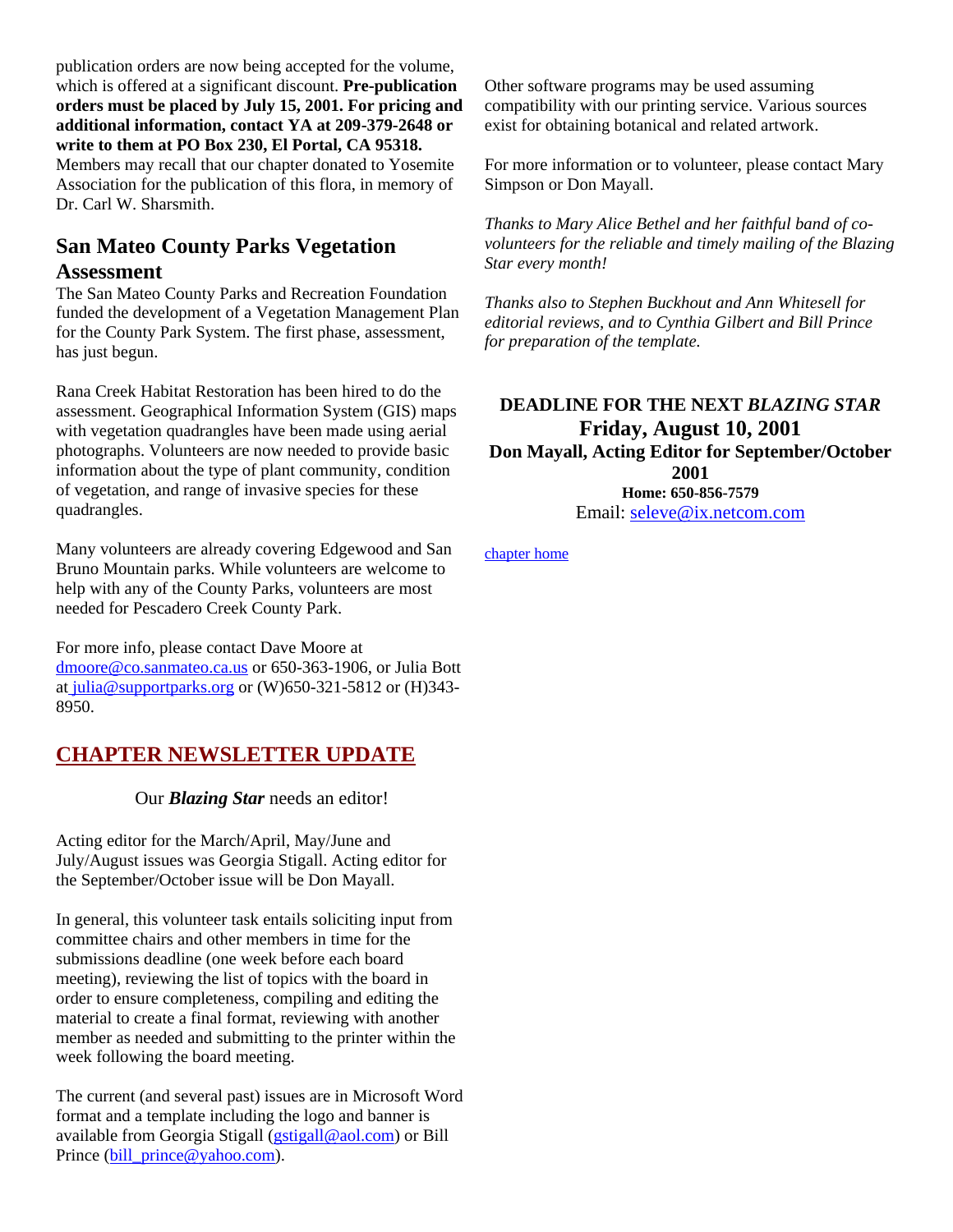publication orders are now being accepted for the volume, which is offered at a significant discount. **Pre-publication orders must be placed by July 15, 2001. For pricing and additional information, contact YA at 209-379-2648 or write to them at PO Box 230, El Portal, CA 95318.** Members may recall that our chapter donated to Yosemite Association for the publication of this flora, in memory of Dr. Carl W. Sharsmith.

## San Mateo County Parks Vegetation Assessment

The San Mateo County Parks and Recreation Foundation funded the development of a Vegetation Management Plan for the County Park System. The first phase, assessment, has just begun.

Rana Creek Habitat Restoration has been hired to do the assessment. Geographical Information System (GIS) maps with vegetation quadrangles have been made using aerial photographs. Volunteers are now needed to provide basic information about the type of plant community, condition of vegetation, and range of invasive species for these quadrangles.

Many volunteers are already covering Edgewood and San Bruno Mountain parks. While volunteers are welcome to help with any of the County Parks, volunteers are most needed for Pescadero Creek County Park.

For more info, please contact Dave Moore at dmoore@co.sanmateo.ca.us or 650-363-1906, or Julia Bott at julia@supportparks.org or (W)650-321-5812 or (H)343-8950.

## CHAPTER NEWSLETTER UPDATE

Our ***Blazing Star*** needs an editor!

Acting editor for the March/April, May/June and July/August issues was Georgia Stigall. Acting editor for the September/October issue will be Don Mayall.

In general, this volunteer task entails soliciting input from committee chairs and other members in time for the submissions deadline (one week before each board meeting), reviewing the list of topics with the board in order to ensure completeness, compiling and editing the material to create a final format, reviewing with another member as needed and submitting to the printer within the week following the board meeting.

The current (and several past) issues are in Microsoft Word format and a template including the logo and banner is available from Georgia Stigall (gstigall@aol.com) or Bill Prince (bill_prince@yahoo.com).

Other software programs may be used assuming compatibility with our printing service. Various sources exist for obtaining botanical and related artwork.

For more information or to volunteer, please contact Mary Simpson or Don Mayall.

*Thanks to Mary Alice Bethel and her faithful band of co-volunteers for the reliable and timely mailing of the Blazing Star every month!*

*Thanks also to Stephen Buckhout and Ann Whitesell for editorial reviews, and to Cynthia Gilbert and Bill Prince for preparation of the template.*

**DEADLINE FOR THE NEXT *BLAZING STAR***
**Friday, August 10, 2001**
**Don Mayall, Acting Editor for September/October 2001**
**Home: 650-856-7579**
Email: seleve@ix.netcom.com

chapter home